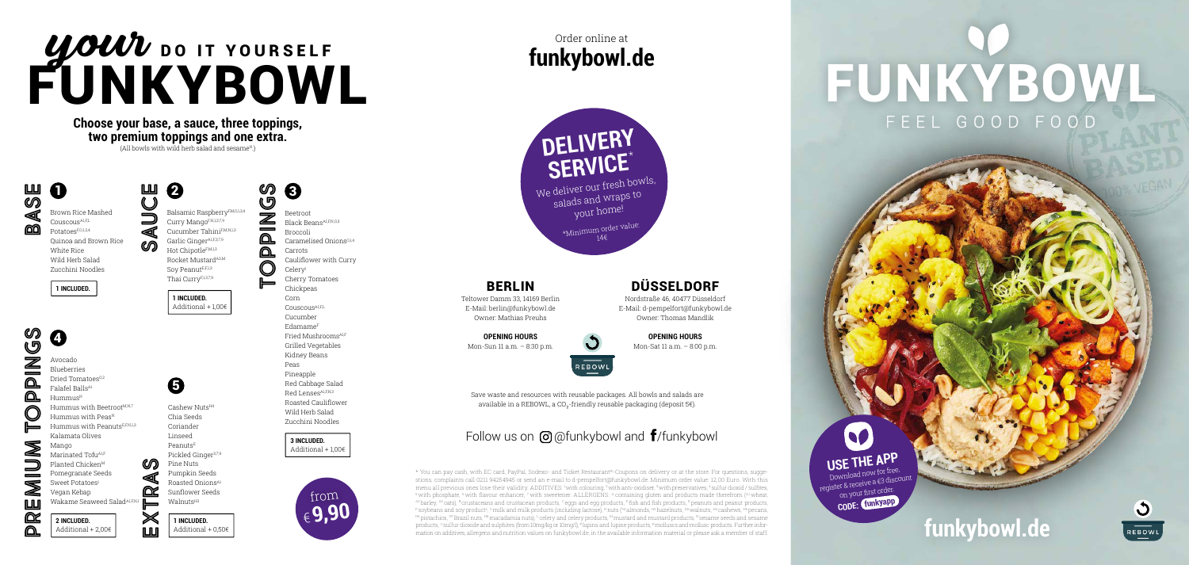# *your* DO IT YOURSELF FUNKYBOWL

**Choose your base, a sauce, three toppings, two premium toppings and one extra.**
(All bowls with wild herb salad and sesame[N])

## 1 BASE

- Brown Rice Mashed
- Couscous[A1,F,L]
- Potatoes[2,0,1,3,4]
- Quinoa and Brown Rice
- White Rice
- Wild Herb Salad
- Zucchini Noodles

**1 INCLUDED.**

## 2 SAUCE

- Balsamic Raspberry[F,M,0,1,3,4]
- Curry Mango[F,N,1,3]
- Cucumber Tahini[F,M,N,1,3]
- Garlic Ginger[A1,F,3,7,9]
- Hot Chipotle[F,M,1,3]
- Rocket Mustard[A3,M]
- Soy Peanut[E,F,1,3]
- Thai Curry[F,1,3,7,9]

**1 INCLUDED.**
Additional + 1,00€

## 3 TOPPINGS

- Beetroot
- Black Beans[A1,F,N,0,3]
- Broccoli
- Caramelised Onions[0,1,4]
- Carrots
- Cauliflower with Curry
- Celery[I]
- Cherry Tomatoes
- Chickpeas
- Corn
- Couscous[A1,F,L]
- Cucumber
- Edamame[F]
- Fried Mushrooms[A1,F]
- Grilled Vegetables
- Kidney Beans
- Peas
- Pineapple
- Red Cabbage Salad
- Red Lenses[A1,F,N,3]
- Roasted Cauliflower
- Wild Herb Salad
- Zucchini Noodles

**3 INCLUDED.**
Additional + 1,00€

## 4 PREMIUM TOPPINGS

- Avocado
- Blueberries
- Dried Tomatoes[0,2]
- Falafel Balls[A1]
- Hummus[N]
- Hummus with Beetroot[M,N,7]
- Hummus with Peas[N]
- Hummus with Peanuts[E,F,N,1,3]
- Kalamata Olives
- Mango
- Marinated Tofu[A1,F]
- Planted Chicken[M]
- Pomegranate Seeds
- Sweet Potatoes[1]
- Vegan Kebap
- Wakame Seaweed Salad[A1,F,N,1]

**2 INCLUDED.**
Additional + 2,00€

## 5 EXTRAS

- Cashew Nuts[H4]
- Chia Seeds
- Coriander
- Linseed
- Peanuts[E]
- Pickled Ginger[3,7,9]
- Pine Nuts
- Pumpkin Seeds
- Roasted Onions[A1]
- Sunflower Seeds
- Walnuts[H3]

**1 INCLUDED.**
Additional + 0,50€

from €**9,90**

Order online at
**funkybowl.de**

## DELIVERY SERVICE*

We deliver our fresh bowls, salads and wraps to your home!

*Minimum order value: 14€

## BERLIN

Teltower Damm 33, 14169 Berlin
E-Mail: berlin@funkybowl.de
Owner: Mathias Preuhs

**OPENING HOURS**
Mon-Sun 11 a.m. – 8:30 p.m.

## DÜSSELDORF

Nordstraße 46, 40477 Düsseldorf
E-Mail: d-pempelfort@funkybowl.de
Owner: Thomas Mandlik

**OPENING HOURS**
Mon-Sat 11 a.m. – 8:00 p.m.

REBOWL

Save waste and resources with reusable packages. All bowls and salads are available in a REBOWL, a $CO_2$-friendly reusable packaging (deposit 5€).

Follow us on @funkybowl and /funkybowl

* You can pay cash, with EC card, PayPal, Sodexo- and Ticket Restaurant®-Coupons on delivery or at the store. For questions, suggestions, complaints call 0211 94264946 or send an e-mail to d-pempelfort@funkybowl.de. Minimum order value: 12,00 Euro. With this menu all previous ones lose their validity. ADDITIVES: [1] with colouring, [2] with anti-oxidiser, [3] with preservatives, [4] sulfur dioxid / sulfites, [5] with phosphate, [6] with flavour enhancer, [7] with sweetener. ALLERGENS: [A] containing gluten and products made therefrom ([A1] wheat, [A3] barley, [A5] oats), [B] crustaceans and crustacean products, [C] eggs and egg products, [D] fish and fish products, [E] peanuts and peanut products, [F] soybeans and soy products, [G] milk and milk products (including lactose), [H] nuts ([H1] almonds, [H2] hazelnuts, [H3] walnuts, [H4] cashews, [H5] pecans, [H6] pistachios, [H7] Brazil nuts, [H8] macadamia nuts), [I] celery and celery products, [J] mustard and mustard products, [K] sesame seeds and sesame products, [L] sulfur dioxide and sulphites (from 10mg/kg or 10mg/l), [M] lupins and lupine products, [N] molluscs and mollusc products. Further information on additives, allergens and nutrition values on funkybowl.de, in the available information material or please ask a member of staff.

# FUNKYBOWL

FEEL GOOD FOOD

PLANT BASED 100% VEGAN

## USE THE APP

Download now for free, register & receive a €3 discount on your first order.
CODE: funkyapp

**funkybowl.de**

REBOWL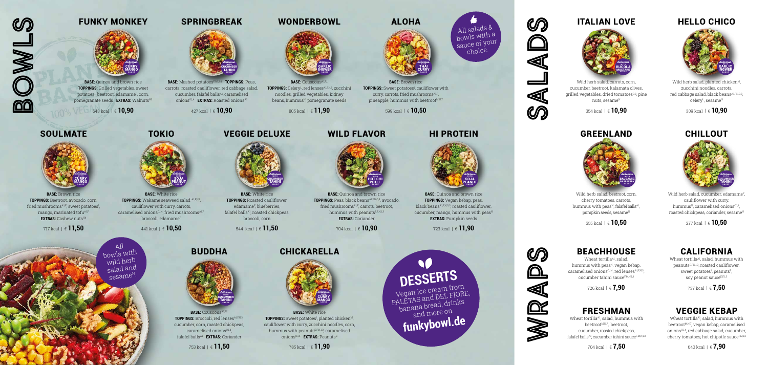# BOWLS

All salads & bowls with a sauce of your choice.

## FUNKY MONKEY

delicious with CURRY MANGO sauce

**BASE:** Quinoa and brown rice
**TOPPINGS:** Grilled vegetables, sweet potatoes[I], beetroot, edamame[F], corn, pomegranate seeds **EXTRAS:** Walnuts[H8]

643 kcal | € **10,90**

## SPRINGBREAK

delicious with CUCUMBER TAHINI sauce

**BASE:** Mashed potatoes[G1,3,4] **TOPPINGS:** Peas, carrots, roasted cauliflower, red cabbage salad, cucumber, falafel balls[A1], caramelised onions[G1,4] **EXTRAS:** Roasted onions[A1]

427 kcal | € **10,90**

## WONDERBOWL

delicious with GARLIC INGWER sauce

**BASE:** Couscous[A1,F1]
**TOPPINGS:** Celery[L], red lenses[A1,F,N,3], zucchini noodles, grilled vegetables, kidney beans, hummus[N], pomegranate seeds

805 kcal | € **11,90**

## ALOHA

delicious with THAI CURRY sauce

**BASE:** Brown rice
**TOPPINGS:** Sweet potatoes[I], cauliflower with curry, carrots, fried mushrooms[A1,F], pineapple, hummus with beetroot[M,N,7]

599 kcal | € **10,50**

## SOULMATE

delicious with CURRY MANGO sauce

**BASE:** Brown rice
**TOPPINGS:** Beetroot, avocado, corn, fried mushrooms[A1,F], sweet potatoes[I], mango, marinated tofu[A1,F]
**EXTRAS:** Cashew nuts[H4]

717 kcal | € **11,50**

## TOKIO

delicious with SOJA PEANUT sauce

**BASE:** White rice
**TOPPINGS:** Wakame seaweed salad [A1,F,N,1], cauliflower with curry, carrots, caramelised onions[G1,4], fried mushrooms[A1,F], broccoli, edamame[F]

441 kcal | € **10,50**

## VEGGIE DELUXE

delicious with CUCUMBER TAHINI sauce

**BASE:** White rice
**TOPPINGS:** Roasted cauliflower, edamame[F], blueberries, falafel balls[A1], roasted chickpeas, broccoli, corn

544 kcal | € **11,50**

## WILD FLAVOR

delicious with HOT CHI POTLE sauce

**BASE:** Quinoa and brown rice
**TOPPINGS:** Peas, black beans[A1,F,N,1,3], avocado, fried mushrooms[A1,F], carrots, beetroot, hummus with peanuts[E,F,N,1,3]
**EXTRAS:** Coriander

704 kcal | € **10,90**

## HI PROTEIN

delicious with SOJA PEANUT sauce

**BASE:** Quinoa and brown rice
**TOPPINGS:** Vegan kebap, peas, black beans[A1,F,N,1,3], roasted cauliflower, cucumber, mango, hummus with peas[N]
**EXTRAS:** Pumpkin seeds

723 kcal | € **11,90**

All bowls with wild herb salad and sesame[N].

## BUDDHA

delicious with CUCUMBER TAHINI sauce

**BASE:** Couscous[A1,F1]
**TOPPINGS:** Broccoli, red lenses[A1,F,N,3], cucumber, corn, roasted chickpeas, caramelised onions[G1,4], falafel balls[A1] **EXTRAS:** Coriander

753 kcal | € **11,50**

## CHICKARELLA

delicious with CURRY MANGO sauce

**BASE:** White rice
**TOPPINGS:** Sweet potatoes[I], planted chicken[M], cauliflower with curry, zucchini noodles, corn, hummus with peanuts[E,F,N,1,3], caramelised onions[G1,4] **EXTRAS:** Peanuts[E]

785 kcal | € **11,90**

## DESSERTS

Vegan ice cream from PALETAS and DEL FIORE, banana bread, drinks and more on **funkybowl.de**

# SALADS

## ITALIAN LOVE

delicious with RUCOLA MUSTARD sauce

Wild herb salad, carrots, corn, cucumber, beetroot, kalamata olives, grilled vegetables, dried tomatoes[G,1], pine nuts, sesame[N]

354 kcal | € **10,90**

## HELLO CHICO

delicious with GARLIC INGWER sauce

Wild herb salad, planted chicken[M], zucchini noodles, carrots, red cabbage salad, black beans[A1,F,N,1,3], celery[L], sesame[N]

309 kcal | € **10,90**

## GREENLAND

delicious with BALSAMIC RASPBERRY sauce

Wild herb salad, beetroot, corn, cherry tomatoes, carrots, hummus with peas[N], falafel balls[A1], pumpkin seeds, sesame[N]

355 kcal | € **10,50**

## CHILLOUT

delicious with CUCUMBER TAHINI sauce

Wild herb salad, cucumber, edamame[F], cauliflower with curry, hummus[N], caramelised onions[G1,4], roasted chickpeas, coriander, sesame[N]

277 kcal | € **10,50**

# WRAPS

## BEACHHOUSE

Wheat tortilla[A1], salad, hummus with peas[N], vegan kebap, caramelised onions[G1,4], red lenses[A1,F,N,3], cucumber tahini sauce[F,M,N,1,3]

726 kcal | € **7,90**

## CALIFORNIA

Wheat tortilla[A1], salad, hummus with peanuts[E,F,N,1,3], roasted cauliflower, sweet potatoes[I], peanuts[E], soy peanut sauce[E,F,1,3]

737 kcal | € **7,50**

## FRESHMAN

Wheat tortilla[A1], salad, hummus with beetroot[M,N,7], beetroot, cucumber, roasted chickpeas, falafel balls[A1], cucumber tahini sauce[F,M,N,1,3]

704 kcal | € **7,50**

## VEGGIE KEBAP

Wheat tortilla[A1], salad, hummus with beetroot[M,N,7], vegan kebap, caramelised onions[G1,4], red cabbage salad, cucumber, cherry tomatoes, hot chipotle sauce[F,M,1,3]

640 kcal | € **7,90**